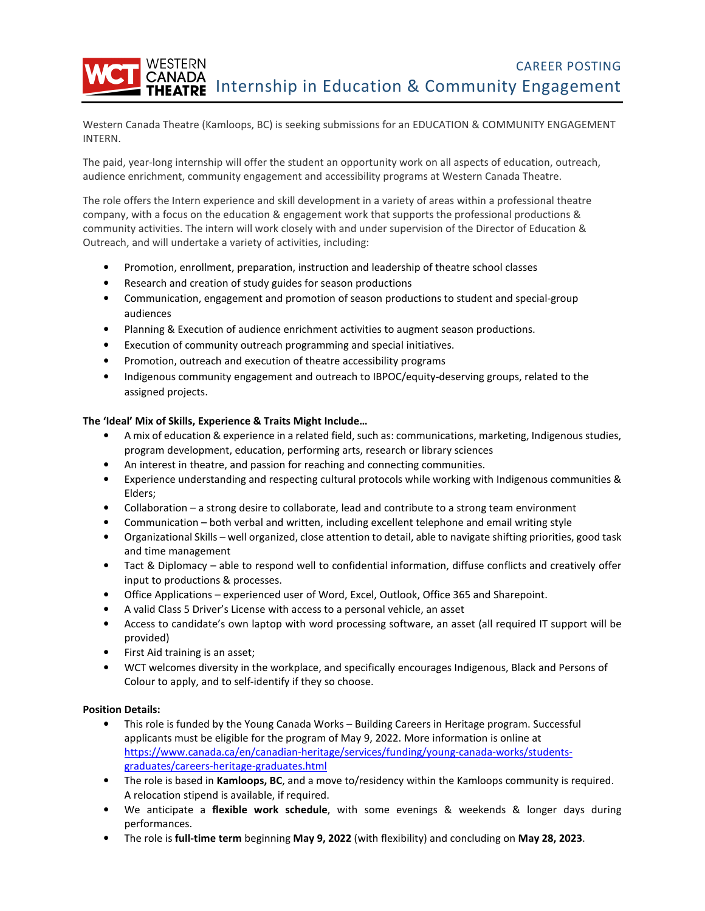WESTERN CANADA THEATRE

CAREER POSTING

# Internship in Education & Community Engagement

Western Canada Theatre (Kamloops, BC) is seeking submissions for an EDUCATION & COMMUNITY ENGAGEMENT INTERN.

The paid, year-long internship will offer the student an opportunity work on all aspects of education, outreach, audience enrichment, community engagement and accessibility programs at Western Canada Theatre.

The role offers the Intern experience and skill development in a variety of areas within a professional theatre company, with a focus on the education & engagement work that supports the professional productions & community activities. The intern will work closely with and under supervision of the Director of Education & Outreach, and will undertake a variety of activities, including:

- Promotion, enrollment, preparation, instruction and leadership of theatre school classes
- Research and creation of study guides for season productions
- Communication, engagement and promotion of season productions to student and special-group audiences
- Planning & Execution of audience enrichment activities to augment season productions.
- Execution of community outreach programming and special initiatives.
- Promotion, outreach and execution of theatre accessibility programs
- Indigenous community engagement and outreach to IBPOC/equity-deserving groups, related to the assigned projects.

**The 'Ideal' Mix of Skills, Experience & Traits Might Include…**

- A mix of education & experience in a related field, such as: communications, marketing, Indigenous studies, program development, education, performing arts, research or library sciences
- An interest in theatre, and passion for reaching and connecting communities.
- Experience understanding and respecting cultural protocols while working with Indigenous communities & Elders;
- Collaboration – a strong desire to collaborate, lead and contribute to a strong team environment
- Communication – both verbal and written, including excellent telephone and email writing style
- Organizational Skills – well organized, close attention to detail, able to navigate shifting priorities, good task and time management
- Tact & Diplomacy – able to respond well to confidential information, diffuse conflicts and creatively offer input to productions & processes.
- Office Applications – experienced user of Word, Excel, Outlook, Office 365 and Sharepoint.
- A valid Class 5 Driver's License with access to a personal vehicle, an asset
- Access to candidate's own laptop with word processing software, an asset (all required IT support will be provided)
- First Aid training is an asset;
- WCT welcomes diversity in the workplace, and specifically encourages Indigenous, Black and Persons of Colour to apply, and to self-identify if they so choose.

**Position Details:**

- This role is funded by the Young Canada Works – Building Careers in Heritage program. Successful applicants must be eligible for the program of May 9, 2022. More information is online at https://www.canada.ca/en/canadian-heritage/services/funding/young-canada-works/students-graduates/careers-heritage-graduates.html
- The role is based in **Kamloops, BC**, and a move to/residency within the Kamloops community is required. A relocation stipend is available, if required.
- We anticipate a **flexible work schedule**, with some evenings & weekends & longer days during performances.
- The role is **full-time term** beginning **May 9, 2022** (with flexibility) and concluding on **May 28, 2023**.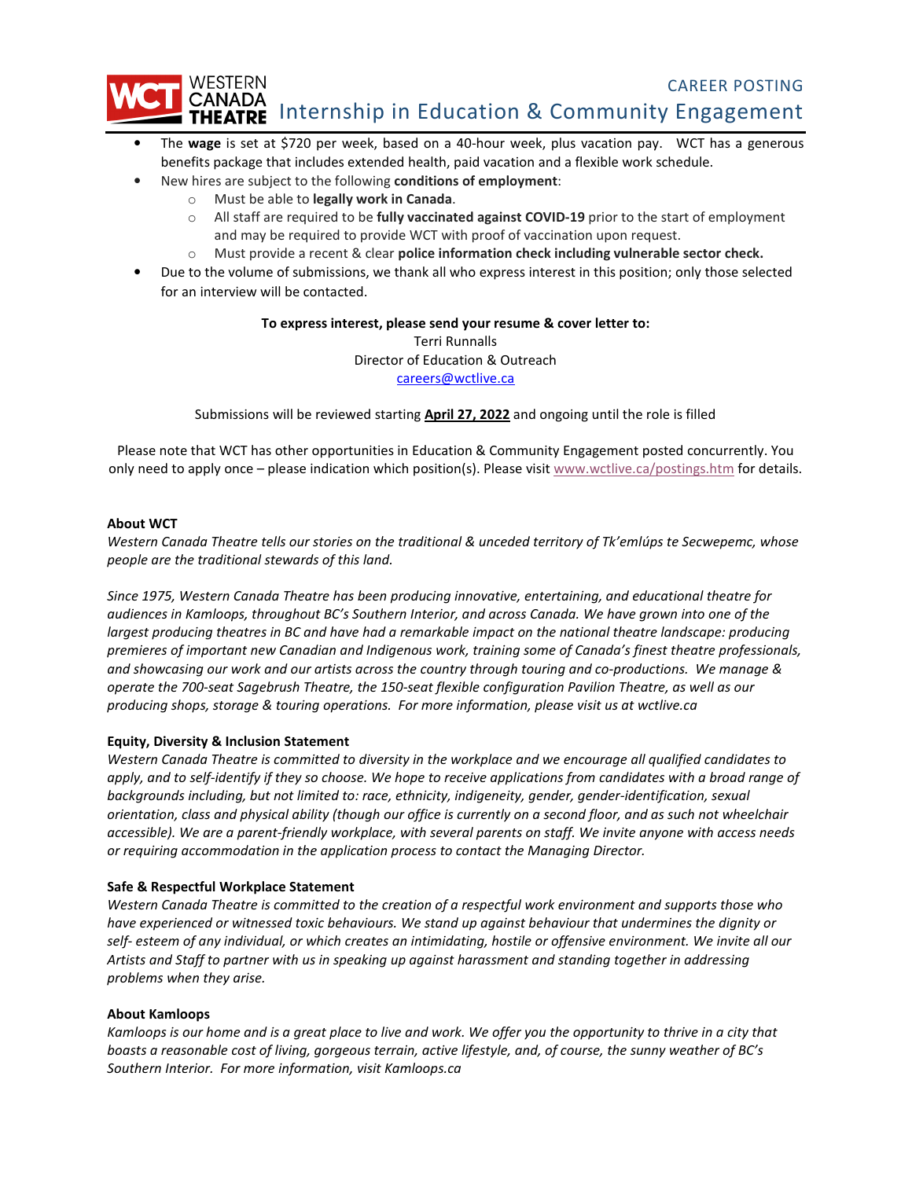- The **wage** is set at $720 per week, based on a 40-hour week, plus vacation pay. WCT has a generous benefits package that includes extended health, paid vacation and a flexible work schedule.
- New hires are subject to the following **conditions of employment**:
  - Must be able to **legally work in Canada**.
  - All staff are required to be **fully vaccinated against COVID-19** prior to the start of employment and may be required to provide WCT with proof of vaccination upon request.
  - Must provide a recent & clear **police information check including vulnerable sector check.**
- Due to the volume of submissions, we thank all who express interest in this position; only those selected for an interview will be contacted.

**To express interest, please send your resume & cover letter to:**
Terri Runnalls
Director of Education & Outreach
careers@wctlive.ca

Submissions will be reviewed starting **April 27, 2022** and ongoing until the role is filled

Please note that WCT has other opportunities in Education & Community Engagement posted concurrently. You only need to apply once – please indication which position(s). Please visit www.wctlive.ca/postings.htm for details.

**About WCT**

*Western Canada Theatre tells our stories on the traditional & unceded territory of Tk'emlúps te Secwepemc, whose people are the traditional stewards of this land.*

*Since 1975, Western Canada Theatre has been producing innovative, entertaining, and educational theatre for audiences in Kamloops, throughout BC's Southern Interior, and across Canada. We have grown into one of the largest producing theatres in BC and have had a remarkable impact on the national theatre landscape: producing premieres of important new Canadian and Indigenous work, training some of Canada's finest theatre professionals, and showcasing our work and our artists across the country through touring and co-productions. We manage & operate the 700-seat Sagebrush Theatre, the 150-seat flexible configuration Pavilion Theatre, as well as our producing shops, storage & touring operations. For more information, please visit us at wctlive.ca*

**Equity, Diversity & Inclusion Statement**

*Western Canada Theatre is committed to diversity in the workplace and we encourage all qualified candidates to apply, and to self-identify if they so choose. We hope to receive applications from candidates with a broad range of backgrounds including, but not limited to: race, ethnicity, indigeneity, gender, gender-identification, sexual orientation, class and physical ability (though our office is currently on a second floor, and as such not wheelchair accessible). We are a parent-friendly workplace, with several parents on staff. We invite anyone with access needs or requiring accommodation in the application process to contact the Managing Director.*

**Safe & Respectful Workplace Statement**

*Western Canada Theatre is committed to the creation of a respectful work environment and supports those who have experienced or witnessed toxic behaviours. We stand up against behaviour that undermines the dignity or self- esteem of any individual, or which creates an intimidating, hostile or offensive environment. We invite all our Artists and Staff to partner with us in speaking up against harassment and standing together in addressing problems when they arise.*

**About Kamloops**

*Kamloops is our home and is a great place to live and work. We offer you the opportunity to thrive in a city that boasts a reasonable cost of living, gorgeous terrain, active lifestyle, and, of course, the sunny weather of BC's Southern Interior. For more information, visit Kamloops.ca*